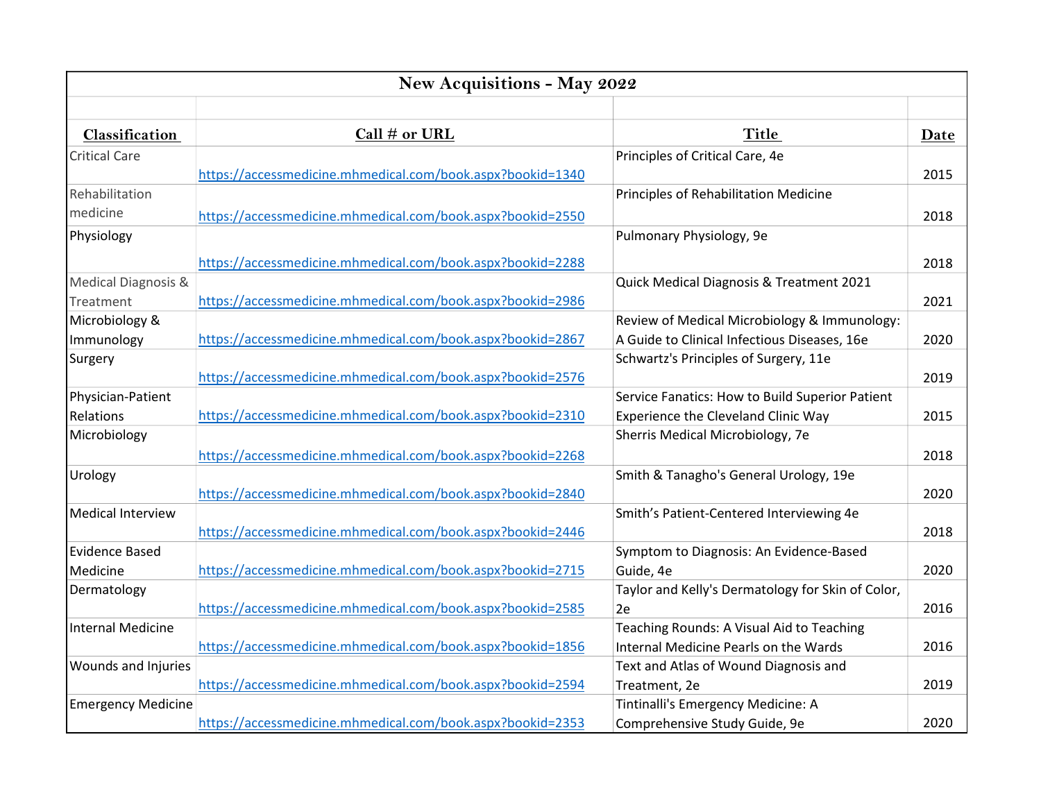# New Acquisitions - May 2022

| Classification | Call # or URL | Title | Date |
|---|---|---|---|
| Critical Care | https://accessmedicine.mhmedical.com/book.aspx?bookid=1340 | Principles of Critical Care, 4e | 2015 |
| Rehabilitation medicine | https://accessmedicine.mhmedical.com/book.aspx?bookid=2550 | Principles of Rehabilitation Medicine | 2018 |
| Physiology | https://accessmedicine.mhmedical.com/book.aspx?bookid=2288 | Pulmonary Physiology, 9e | 2018 |
| Medical Diagnosis & Treatment | https://accessmedicine.mhmedical.com/book.aspx?bookid=2986 | Quick Medical Diagnosis & Treatment 2021 | 2021 |
| Microbiology & Immunology | https://accessmedicine.mhmedical.com/book.aspx?bookid=2867 | Review of Medical Microbiology & Immunology: A Guide to Clinical Infectious Diseases, 16e | 2020 |
| Surgery | https://accessmedicine.mhmedical.com/book.aspx?bookid=2576 | Schwartz's Principles of Surgery, 11e | 2019 |
| Physician-Patient Relations | https://accessmedicine.mhmedical.com/book.aspx?bookid=2310 | Service Fanatics: How to Build Superior Patient Experience the Cleveland Clinic Way | 2015 |
| Microbiology | https://accessmedicine.mhmedical.com/book.aspx?bookid=2268 | Sherris Medical Microbiology, 7e | 2018 |
| Urology | https://accessmedicine.mhmedical.com/book.aspx?bookid=2840 | Smith & Tanagho's General Urology, 19e | 2020 |
| Medical Interview | https://accessmedicine.mhmedical.com/book.aspx?bookid=2446 | Smith's Patient-Centered Interviewing 4e | 2018 |
| Evidence Based Medicine | https://accessmedicine.mhmedical.com/book.aspx?bookid=2715 | Symptom to Diagnosis: An Evidence-Based Guide, 4e | 2020 |
| Dermatology | https://accessmedicine.mhmedical.com/book.aspx?bookid=2585 | Taylor and Kelly's Dermatology for Skin of Color, 2e | 2016 |
| Internal Medicine | https://accessmedicine.mhmedical.com/book.aspx?bookid=1856 | Teaching Rounds: A Visual Aid to Teaching Internal Medicine Pearls on the Wards | 2016 |
| Wounds and Injuries | https://accessmedicine.mhmedical.com/book.aspx?bookid=2594 | Text and Atlas of Wound Diagnosis and Treatment, 2e | 2019 |
| Emergency Medicine | https://accessmedicine.mhmedical.com/book.aspx?bookid=2353 | Tintinalli's Emergency Medicine: A Comprehensive Study Guide, 9e | 2020 |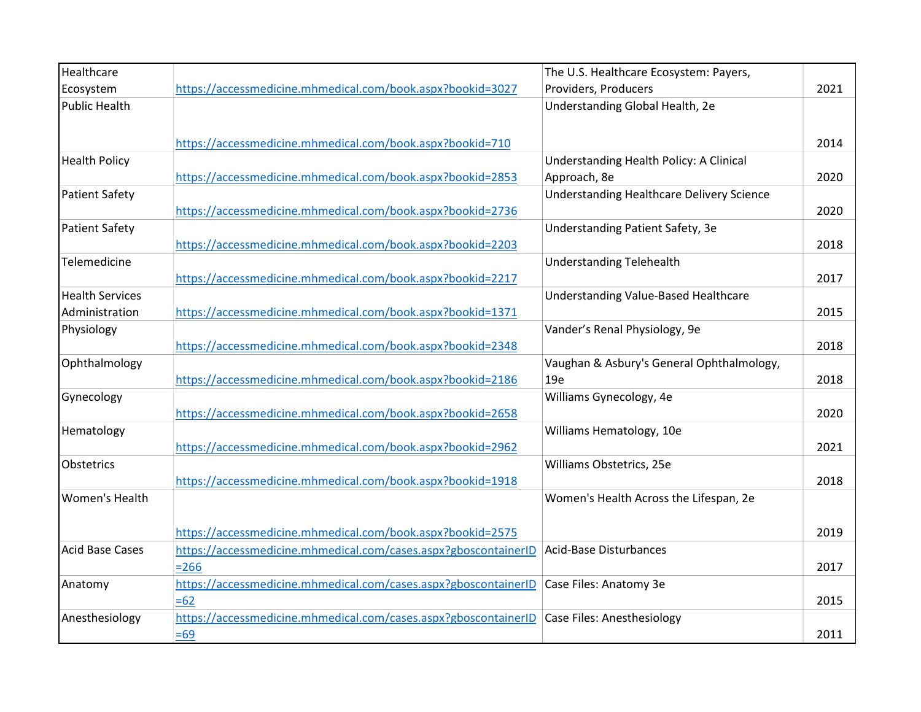| Healthcare Ecosystem | https://accessmedicine.mhmedical.com/book.aspx?bookid=3027 | The U.S. Healthcare Ecosystem: Payers, Providers, Producers | 2021 |
|---|---|---|---|
| Public Health | https://accessmedicine.mhmedical.com/book.aspx?bookid=710 | Understanding Global Health, 2e | 2014 |
| Health Policy | https://accessmedicine.mhmedical.com/book.aspx?bookid=2853 | Understanding Health Policy: A Clinical Approach, 8e | 2020 |
| Patient Safety | https://accessmedicine.mhmedical.com/book.aspx?bookid=2736 | Understanding Healthcare Delivery Science | 2020 |
| Patient Safety | https://accessmedicine.mhmedical.com/book.aspx?bookid=2203 | Understanding Patient Safety, 3e | 2018 |
| Telemedicine | https://accessmedicine.mhmedical.com/book.aspx?bookid=2217 | Understanding Telehealth | 2017 |
| Health Services Administration | https://accessmedicine.mhmedical.com/book.aspx?bookid=1371 | Understanding Value-Based Healthcare | 2015 |
| Physiology | https://accessmedicine.mhmedical.com/book.aspx?bookid=2348 | Vander's Renal Physiology, 9e | 2018 |
| Ophthalmology | https://accessmedicine.mhmedical.com/book.aspx?bookid=2186 | Vaughan & Asbury's General Ophthalmology, 19e | 2018 |
| Gynecology | https://accessmedicine.mhmedical.com/book.aspx?bookid=2658 | Williams Gynecology, 4e | 2020 |
| Hematology | https://accessmedicine.mhmedical.com/book.aspx?bookid=2962 | Williams Hematology, 10e | 2021 |
| Obstetrics | https://accessmedicine.mhmedical.com/book.aspx?bookid=1918 | Williams Obstetrics, 25e | 2018 |
| Women's Health | https://accessmedicine.mhmedical.com/book.aspx?bookid=2575 | Women's Health Across the Lifespan, 2e | 2019 |
| Acid Base Cases | https://accessmedicine.mhmedical.com/cases.aspx?gboscontainerID=266 | Acid-Base Disturbances | 2017 |
| Anatomy | https://accessmedicine.mhmedical.com/cases.aspx?gboscontainerID=62 | Case Files: Anatomy 3e | 2015 |
| Anesthesiology | https://accessmedicine.mhmedical.com/cases.aspx?gboscontainerID=69 | Case Files: Anesthesiology | 2011 |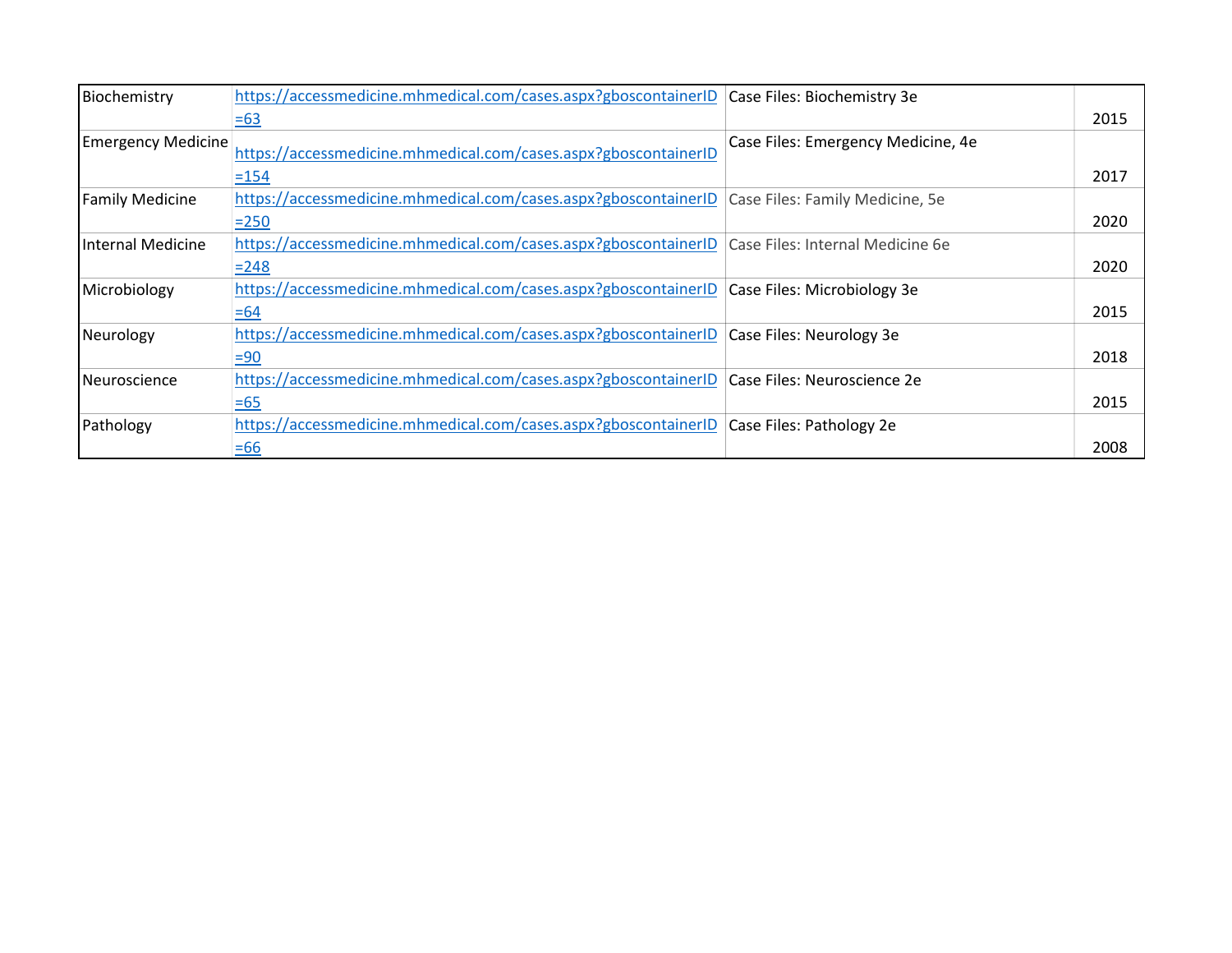| | | | |
|---|---|---|---|
| Biochemistry | https://accessmedicine.mhmedical.com/cases.aspx?gboscontainerID=63 | Case Files: Biochemistry 3e | 2015 |
| Emergency Medicine | https://accessmedicine.mhmedical.com/cases.aspx?gboscontainerID=154 | Case Files: Emergency Medicine, 4e | 2017 |
| Family Medicine | https://accessmedicine.mhmedical.com/cases.aspx?gboscontainerID=250 | Case Files: Family Medicine, 5e | 2020 |
| Internal Medicine | https://accessmedicine.mhmedical.com/cases.aspx?gboscontainerID=248 | Case Files: Internal Medicine 6e | 2020 |
| Microbiology | https://accessmedicine.mhmedical.com/cases.aspx?gboscontainerID=64 | Case Files: Microbiology 3e | 2015 |
| Neurology | https://accessmedicine.mhmedical.com/cases.aspx?gboscontainerID=90 | Case Files: Neurology 3e | 2018 |
| Neuroscience | https://accessmedicine.mhmedical.com/cases.aspx?gboscontainerID=65 | Case Files: Neuroscience 2e | 2015 |
| Pathology | https://accessmedicine.mhmedical.com/cases.aspx?gboscontainerID=66 | Case Files: Pathology 2e | 2008 |